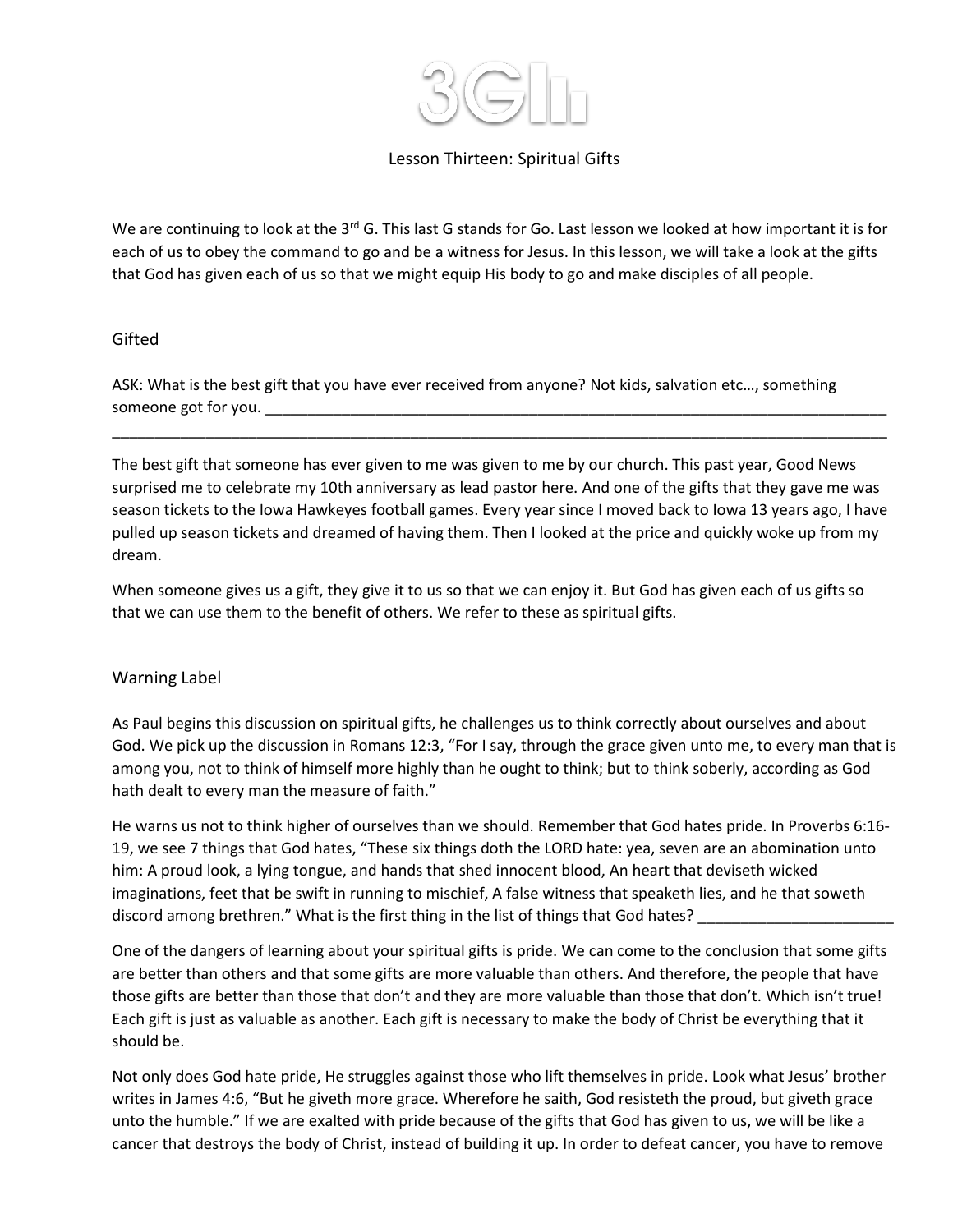# 3GII

## Lesson Thirteen: Spiritual Gifts

We are continuing to look at the 3rd G. This last G stands for Go. Last lesson we looked at how important it is for each of us to obey the command to go and be a witness for Jesus. In this lesson, we will take a look at the gifts that God has given each of us so that we might equip His body to go and make disciples of all people.

### Gifted

ASK: What is the best gift that you have ever received from anyone? Not kids, salvation etc…, something someone got for you. ___________________________________________________________________________
_____________________________________________________________________________________________

The best gift that someone has ever given to me was given to me by our church. This past year, Good News surprised me to celebrate my 10th anniversary as lead pastor here. And one of the gifts that they gave me was season tickets to the Iowa Hawkeyes football games. Every year since I moved back to Iowa 13 years ago, I have pulled up season tickets and dreamed of having them. Then I looked at the price and quickly woke up from my dream.

When someone gives us a gift, they give it to us so that we can enjoy it. But God has given each of us gifts so that we can use them to the benefit of others. We refer to these as spiritual gifts.

### Warning Label

As Paul begins this discussion on spiritual gifts, he challenges us to think correctly about ourselves and about God. We pick up the discussion in Romans 12:3, "For I say, through the grace given unto me, to every man that is among you, not to think of himself more highly than he ought to think; but to think soberly, according as God hath dealt to every man the measure of faith."

He warns us not to think higher of ourselves than we should. Remember that God hates pride. In Proverbs 6:16-19, we see 7 things that God hates, "These six things doth the LORD hate: yea, seven are an abomination unto him: A proud look, a lying tongue, and hands that shed innocent blood, An heart that deviseth wicked imaginations, feet that be swift in running to mischief, A false witness that speaketh lies, and he that soweth discord among brethren." What is the first thing in the list of things that God hates? _______________________

One of the dangers of learning about your spiritual gifts is pride. We can come to the conclusion that some gifts are better than others and that some gifts are more valuable than others. And therefore, the people that have those gifts are better than those that don't and they are more valuable than those that don't. Which isn't true! Each gift is just as valuable as another. Each gift is necessary to make the body of Christ be everything that it should be.

Not only does God hate pride, He struggles against those who lift themselves in pride. Look what Jesus' brother writes in James 4:6, "But he giveth more grace. Wherefore he saith, God resisteth the proud, but giveth grace unto the humble." If we are exalted with pride because of the gifts that God has given to us, we will be like a cancer that destroys the body of Christ, instead of building it up. In order to defeat cancer, you have to remove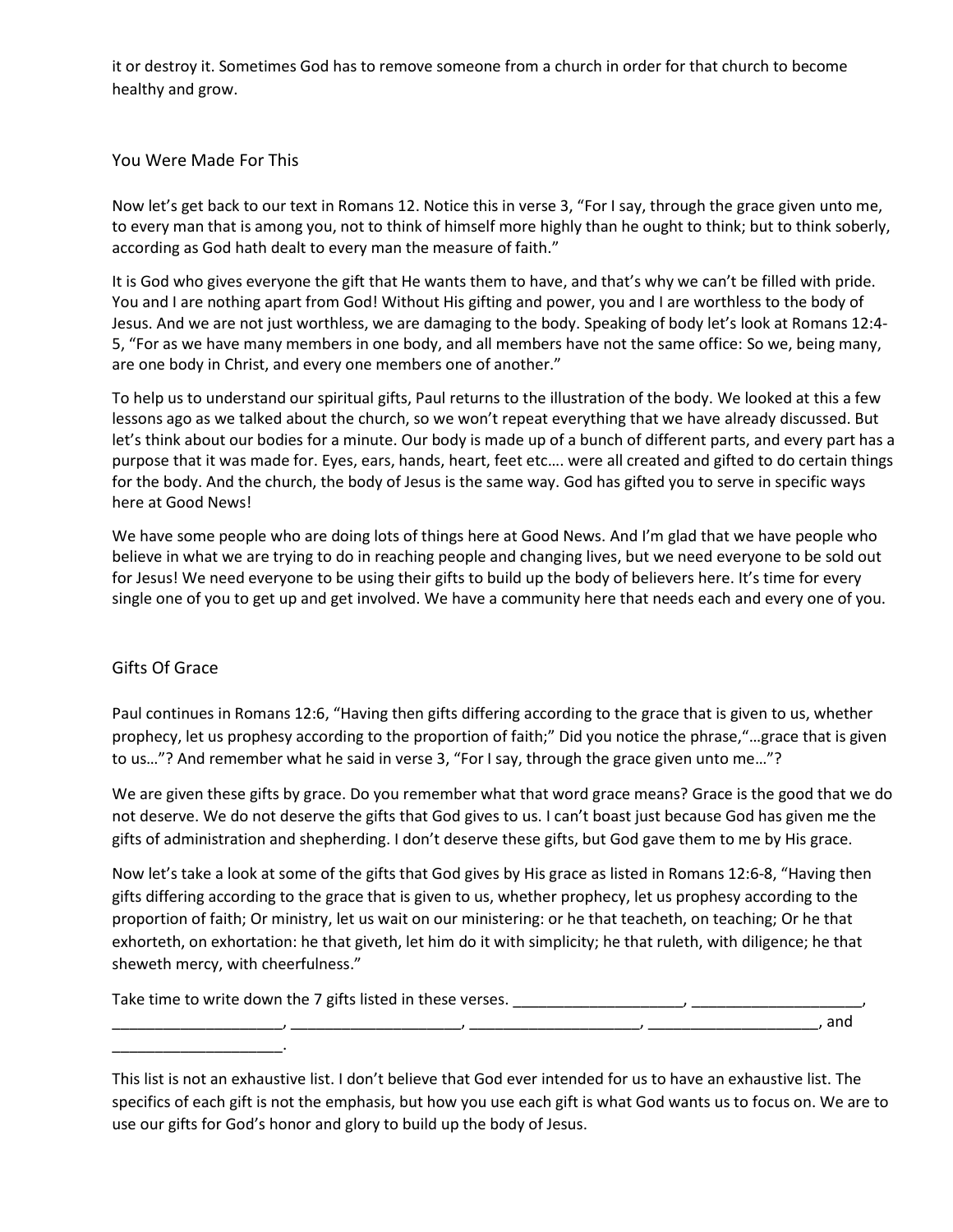it or destroy it. Sometimes God has to remove someone from a church in order for that church to become healthy and grow.

## You Were Made For This

Now let's get back to our text in Romans 12. Notice this in verse 3, "For I say, through the grace given unto me, to every man that is among you, not to think of himself more highly than he ought to think; but to think soberly, according as God hath dealt to every man the measure of faith."

It is God who gives everyone the gift that He wants them to have, and that's why we can't be filled with pride. You and I are nothing apart from God! Without His gifting and power, you and I are worthless to the body of Jesus. And we are not just worthless, we are damaging to the body. Speaking of body let's look at Romans 12:4-5, "For as we have many members in one body, and all members have not the same office: So we, being many, are one body in Christ, and every one members one of another."

To help us to understand our spiritual gifts, Paul returns to the illustration of the body. We looked at this a few lessons ago as we talked about the church, so we won't repeat everything that we have already discussed. But let's think about our bodies for a minute. Our body is made up of a bunch of different parts, and every part has a purpose that it was made for. Eyes, ears, hands, heart, feet etc…. were all created and gifted to do certain things for the body. And the church, the body of Jesus is the same way. God has gifted you to serve in specific ways here at Good News!

We have some people who are doing lots of things here at Good News. And I'm glad that we have people who believe in what we are trying to do in reaching people and changing lives, but we need everyone to be sold out for Jesus! We need everyone to be using their gifts to build up the body of believers here. It's time for every single one of you to get up and get involved. We have a community here that needs each and every one of you.

## Gifts Of Grace

Paul continues in Romans 12:6, "Having then gifts differing according to the grace that is given to us, whether prophecy, let us prophesy according to the proportion of faith;" Did you notice the phrase,"…grace that is given to us…"? And remember what he said in verse 3, "For I say, through the grace given unto me…"?

We are given these gifts by grace. Do you remember what that word grace means? Grace is the good that we do not deserve. We do not deserve the gifts that God gives to us. I can't boast just because God has given me the gifts of administration and shepherding. I don't deserve these gifts, but God gave them to me by His grace.

Now let's take a look at some of the gifts that God gives by His grace as listed in Romans 12:6-8, "Having then gifts differing according to the grace that is given to us, whether prophecy, let us prophesy according to the proportion of faith; Or ministry, let us wait on our ministering: or he that teacheth, on teaching; Or he that exhorteth, on exhortation: he that giveth, let him do it with simplicity; he that ruleth, with diligence; he that sheweth mercy, with cheerfulness."

Take time to write down the 7 gifts listed in these verses. ____________________, ____________________, ____________________, ____________________, ____________________, ____________________, and ____________________.

This list is not an exhaustive list. I don't believe that God ever intended for us to have an exhaustive list. The specifics of each gift is not the emphasis, but how you use each gift is what God wants us to focus on. We are to use our gifts for God's honor and glory to build up the body of Jesus.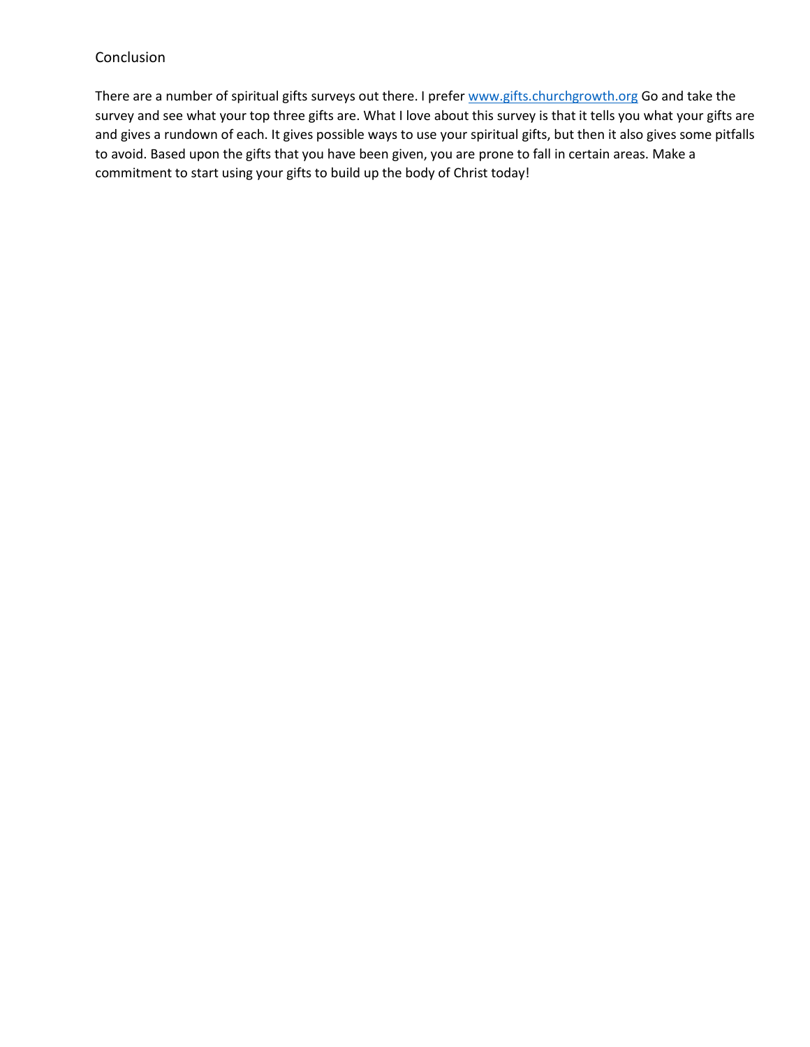## Conclusion

There are a number of spiritual gifts surveys out there. I prefer [www.gifts.churchgrowth.org](http://www.gifts.churchgrowth.org) Go and take the survey and see what your top three gifts are. What I love about this survey is that it tells you what your gifts are and gives a rundown of each. It gives possible ways to use your spiritual gifts, but then it also gives some pitfalls to avoid. Based upon the gifts that you have been given, you are prone to fall in certain areas. Make a commitment to start using your gifts to build up the body of Christ today!